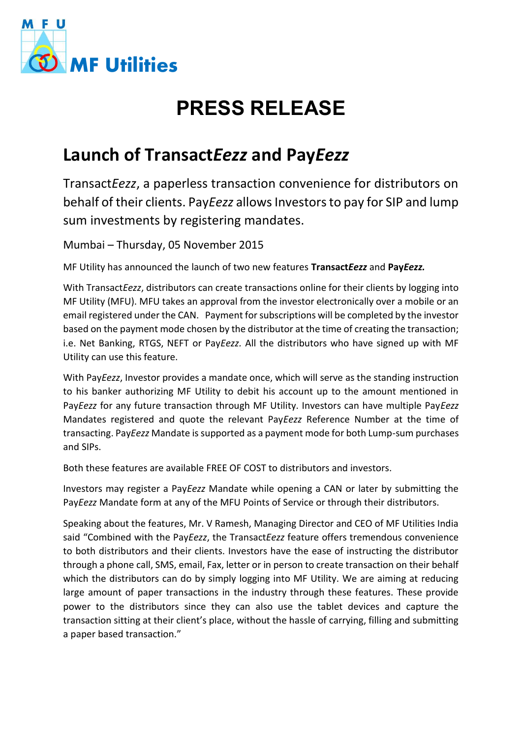MFU MF Utilities

# PRESS RELEASE

## Launch of Transact*Eezz* and Pay*Eezz*

Transact*Eezz*, a paperless transaction convenience for distributors on behalf of their clients. Pay*Eezz* allows Investors to pay for SIP and lump sum investments by registering mandates.

Mumbai – Thursday, 05 November 2015

MF Utility has announced the launch of two new features **Transact*Eezz*** and **Pay*Eezz*.**

With Transact*Eezz*, distributors can create transactions online for their clients by logging into MF Utility (MFU). MFU takes an approval from the investor electronically over a mobile or an email registered under the CAN. Payment for subscriptions will be completed by the investor based on the payment mode chosen by the distributor at the time of creating the transaction; i.e. Net Banking, RTGS, NEFT or Pay*Eezz.* All the distributors who have signed up with MF Utility can use this feature.

With Pay*Eezz*, Investor provides a mandate once, which will serve as the standing instruction to his banker authorizing MF Utility to debit his account up to the amount mentioned in Pay*Eezz* for any future transaction through MF Utility. Investors can have multiple Pay*Eezz* Mandates registered and quote the relevant Pay*Eezz* Reference Number at the time of transacting. Pay*Eezz* Mandate is supported as a payment mode for both Lump-sum purchases and SIPs.

Both these features are available FREE OF COST to distributors and investors.

Investors may register a Pay*Eezz* Mandate while opening a CAN or later by submitting the Pay*Eezz* Mandate form at any of the MFU Points of Service or through their distributors.

Speaking about the features, Mr. V Ramesh, Managing Director and CEO of MF Utilities India said "Combined with the Pay*Eezz*, the Transact*Eezz* feature offers tremendous convenience to both distributors and their clients. Investors have the ease of instructing the distributor through a phone call, SMS, email, Fax, letter or in person to create transaction on their behalf which the distributors can do by simply logging into MF Utility. We are aiming at reducing large amount of paper transactions in the industry through these features. These provide power to the distributors since they can also use the tablet devices and capture the transaction sitting at their client's place, without the hassle of carrying, filling and submitting a paper based transaction."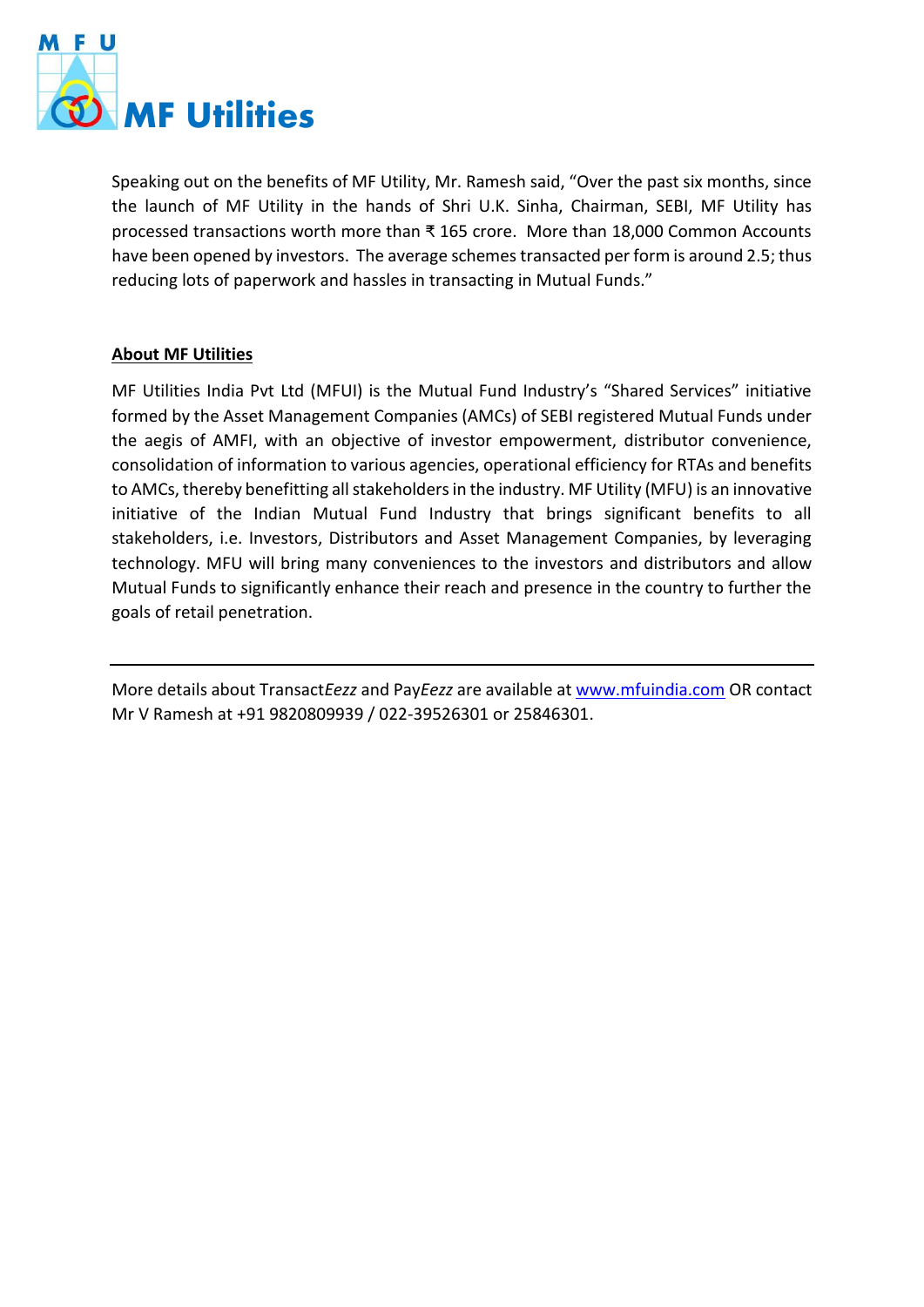Speaking out on the benefits of MF Utility, Mr. Ramesh said, "Over the past six months, since the launch of MF Utility in the hands of Shri U.K. Sinha, Chairman, SEBI, MF Utility has processed transactions worth more than ₹ 165 crore. More than 18,000 Common Accounts have been opened by investors. The average schemes transacted per form is around 2.5; thus reducing lots of paperwork and hassles in transacting in Mutual Funds."

**About MF Utilities**

MF Utilities India Pvt Ltd (MFUI) is the Mutual Fund Industry's "Shared Services" initiative formed by the Asset Management Companies (AMCs) of SEBI registered Mutual Funds under the aegis of AMFI, with an objective of investor empowerment, distributor convenience, consolidation of information to various agencies, operational efficiency for RTAs and benefits to AMCs, thereby benefitting all stakeholders in the industry. MF Utility (MFU) is an innovative initiative of the Indian Mutual Fund Industry that brings significant benefits to all stakeholders, i.e. Investors, Distributors and Asset Management Companies, by leveraging technology. MFU will bring many conveniences to the investors and distributors and allow Mutual Funds to significantly enhance their reach and presence in the country to further the goals of retail penetration.

---

More details about Transact*Eezz* and Pay*Eezz* are available at [www.mfuindia.com](http://www.mfuindia.com) OR contact Mr V Ramesh at +91 9820809939 / 022-39526301 or 25846301.